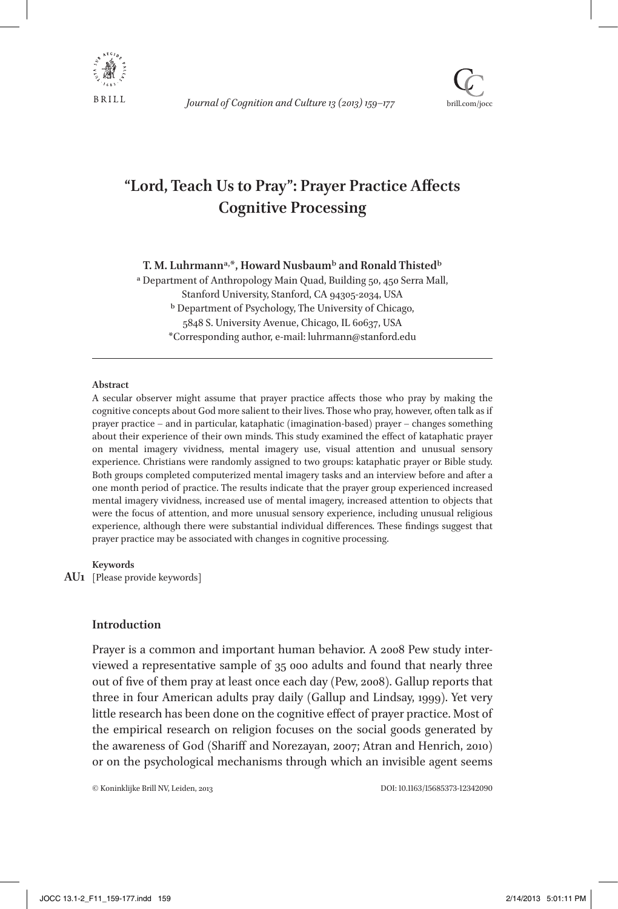# "Lord, Teach Us to Pray": Prayer Practice Affects Cognitive Processing

**T. M. Luhrmann[a,*], Howard Nusbaum[b] and Ronald Thisted[b]**

[a] Department of Anthropology Main Quad, Building 50, 450 Serra Mall, Stanford University, Stanford, CA 94305-2034, USA
[b] Department of Psychology, The University of Chicago, 5848 S. University Avenue, Chicago, IL 60637, USA
*Corresponding author, e-mail: luhrmann@stanford.edu

---

**Abstract**

A secular observer might assume that prayer practice affects those who pray by making the cognitive concepts about God more salient to their lives. Those who pray, however, often talk as if prayer practice – and in particular, kataphatic (imagination-based) prayer – changes something about their experience of their own minds. This study examined the effect of kataphatic prayer on mental imagery vividness, mental imagery use, visual attention and unusual sensory experience. Christians were randomly assigned to two groups: kataphatic prayer or Bible study. Both groups completed computerized mental imagery tasks and an interview before and after a one month period of practice. The results indicate that the prayer group experienced increased mental imagery vividness, increased use of mental imagery, increased attention to objects that were the focus of attention, and more unusual sensory experience, including unusual religious experience, although there were substantial individual differences. These findings suggest that prayer practice may be associated with changes in cognitive processing.

**Keywords**

AU1 [Please provide keywords]

## Introduction

Prayer is a common and important human behavior. A 2008 Pew study interviewed a representative sample of 35 000 adults and found that nearly three out of five of them pray at least once each day (Pew, 2008). Gallup reports that three in four American adults pray daily (Gallup and Lindsay, 1999). Yet very little research has been done on the cognitive effect of prayer practice. Most of the empirical research on religion focuses on the social goods generated by the awareness of God (Shariff and Norezayan, 2007; Atran and Henrich, 2010) or on the psychological mechanisms through which an invisible agent seems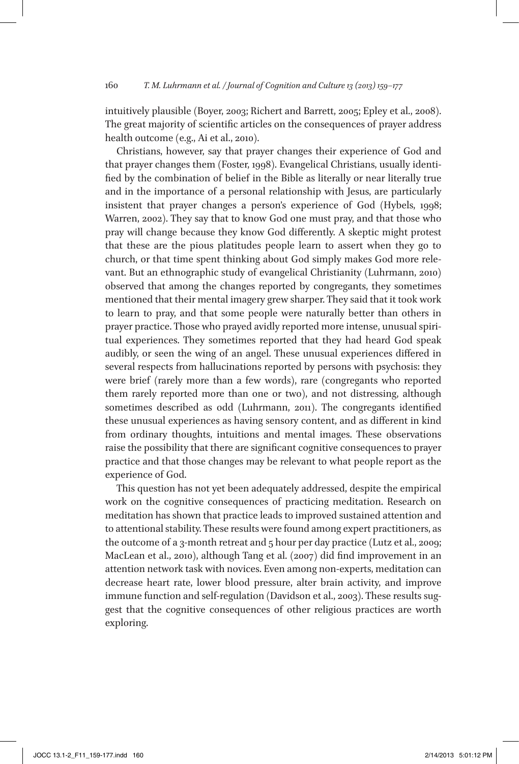intuitively plausible (Boyer, 2003; Richert and Barrett, 2005; Epley et al., 2008). The great majority of scientific articles on the consequences of prayer address health outcome (e.g., Ai et al., 2010).

Christians, however, say that prayer changes their experience of God and that prayer changes them (Foster, 1998). Evangelical Christians, usually identified by the combination of belief in the Bible as literally or near literally true and in the importance of a personal relationship with Jesus, are particularly insistent that prayer changes a person's experience of God (Hybels, 1998; Warren, 2002). They say that to know God one must pray, and that those who pray will change because they know God differently. A skeptic might protest that these are the pious platitudes people learn to assert when they go to church, or that time spent thinking about God simply makes God more relevant. But an ethnographic study of evangelical Christianity (Luhrmann, 2010) observed that among the changes reported by congregants, they sometimes mentioned that their mental imagery grew sharper. They said that it took work to learn to pray, and that some people were naturally better than others in prayer practice. Those who prayed avidly reported more intense, unusual spiritual experiences. They sometimes reported that they had heard God speak audibly, or seen the wing of an angel. These unusual experiences differed in several respects from hallucinations reported by persons with psychosis: they were brief (rarely more than a few words), rare (congregants who reported them rarely reported more than one or two), and not distressing, although sometimes described as odd (Luhrmann, 2011). The congregants identified these unusual experiences as having sensory content, and as different in kind from ordinary thoughts, intuitions and mental images. These observations raise the possibility that there are significant cognitive consequences to prayer practice and that those changes may be relevant to what people report as the experience of God.

This question has not yet been adequately addressed, despite the empirical work on the cognitive consequences of practicing meditation. Research on meditation has shown that practice leads to improved sustained attention and to attentional stability. These results were found among expert practitioners, as the outcome of a 3-month retreat and 5 hour per day practice (Lutz et al., 2009; MacLean et al., 2010), although Tang et al. (2007) did find improvement in an attention network task with novices. Even among non-experts, meditation can decrease heart rate, lower blood pressure, alter brain activity, and improve immune function and self-regulation (Davidson et al., 2003). These results suggest that the cognitive consequences of other religious practices are worth exploring.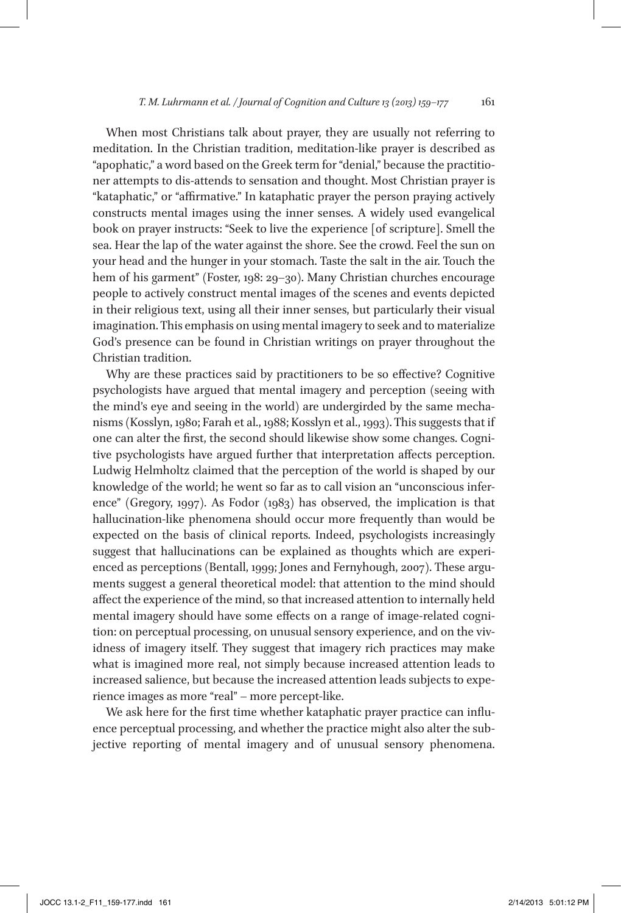When most Christians talk about prayer, they are usually not referring to meditation. In the Christian tradition, meditation-like prayer is described as "apophatic," a word based on the Greek term for "denial," because the practitioner attempts to dis-attends to sensation and thought. Most Christian prayer is "kataphatic," or "affirmative." In kataphatic prayer the person praying actively constructs mental images using the inner senses. A widely used evangelical book on prayer instructs: "Seek to live the experience [of scripture]. Smell the sea. Hear the lap of the water against the shore. See the crowd. Feel the sun on your head and the hunger in your stomach. Taste the salt in the air. Touch the hem of his garment" (Foster, 198: 29–30). Many Christian churches encourage people to actively construct mental images of the scenes and events depicted in their religious text, using all their inner senses, but particularly their visual imagination. This emphasis on using mental imagery to seek and to materialize God's presence can be found in Christian writings on prayer throughout the Christian tradition.

Why are these practices said by practitioners to be so effective? Cognitive psychologists have argued that mental imagery and perception (seeing with the mind's eye and seeing in the world) are undergirded by the same mechanisms (Kosslyn, 1980; Farah et al., 1988; Kosslyn et al., 1993). This suggests that if one can alter the first, the second should likewise show some changes. Cognitive psychologists have argued further that interpretation affects perception. Ludwig Helmholtz claimed that the perception of the world is shaped by our knowledge of the world; he went so far as to call vision an "unconscious inference" (Gregory, 1997). As Fodor (1983) has observed, the implication is that hallucination-like phenomena should occur more frequently than would be expected on the basis of clinical reports. Indeed, psychologists increasingly suggest that hallucinations can be explained as thoughts which are experienced as perceptions (Bentall, 1999; Jones and Fernyhough, 2007). These arguments suggest a general theoretical model: that attention to the mind should affect the experience of the mind, so that increased attention to internally held mental imagery should have some effects on a range of image-related cognition: on perceptual processing, on unusual sensory experience, and on the vividness of imagery itself. They suggest that imagery rich practices may make what is imagined more real, not simply because increased attention leads to increased salience, but because the increased attention leads subjects to experience images as more "real" – more percept-like.

We ask here for the first time whether kataphatic prayer practice can influence perceptual processing, and whether the practice might also alter the subjective reporting of mental imagery and of unusual sensory phenomena.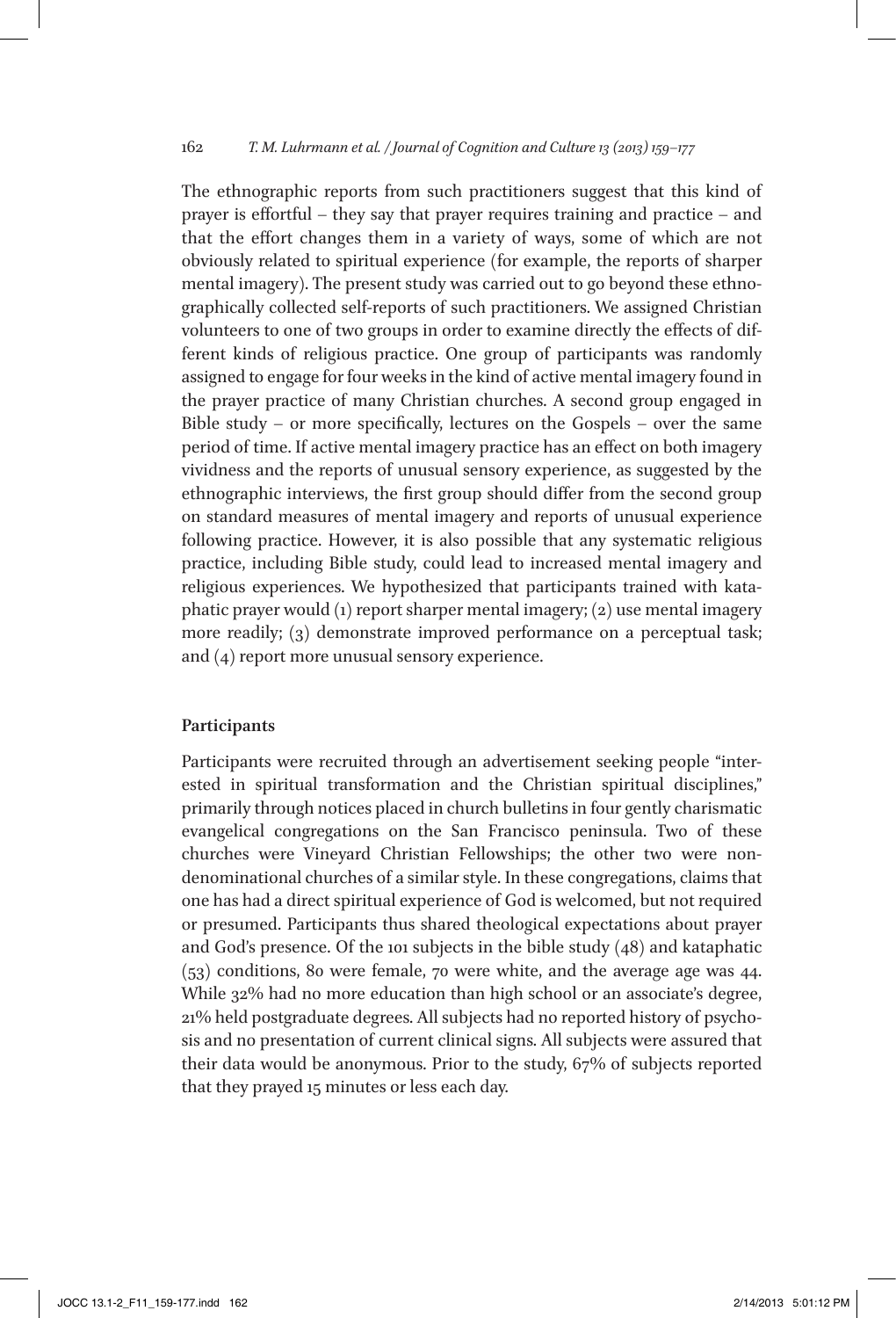The ethnographic reports from such practitioners suggest that this kind of prayer is effortful – they say that prayer requires training and practice – and that the effort changes them in a variety of ways, some of which are not obviously related to spiritual experience (for example, the reports of sharper mental imagery). The present study was carried out to go beyond these ethnographically collected self-reports of such practitioners. We assigned Christian volunteers to one of two groups in order to examine directly the effects of different kinds of religious practice. One group of participants was randomly assigned to engage for four weeks in the kind of active mental imagery found in the prayer practice of many Christian churches. A second group engaged in Bible study – or more specifically, lectures on the Gospels – over the same period of time. If active mental imagery practice has an effect on both imagery vividness and the reports of unusual sensory experience, as suggested by the ethnographic interviews, the first group should differ from the second group on standard measures of mental imagery and reports of unusual experience following practice. However, it is also possible that any systematic religious practice, including Bible study, could lead to increased mental imagery and religious experiences. We hypothesized that participants trained with kataphatic prayer would (1) report sharper mental imagery; (2) use mental imagery more readily; (3) demonstrate improved performance on a perceptual task; and (4) report more unusual sensory experience.

## Participants

Participants were recruited through an advertisement seeking people "interested in spiritual transformation and the Christian spiritual disciplines," primarily through notices placed in church bulletins in four gently charismatic evangelical congregations on the San Francisco peninsula. Two of these churches were Vineyard Christian Fellowships; the other two were non-denominational churches of a similar style. In these congregations, claims that one has had a direct spiritual experience of God is welcomed, but not required or presumed. Participants thus shared theological expectations about prayer and God's presence. Of the 101 subjects in the bible study (48) and kataphatic (53) conditions, 80 were female, 70 were white, and the average age was 44. While 32% had no more education than high school or an associate's degree, 21% held postgraduate degrees. All subjects had no reported history of psychosis and no presentation of current clinical signs. All subjects were assured that their data would be anonymous. Prior to the study, 67% of subjects reported that they prayed 15 minutes or less each day.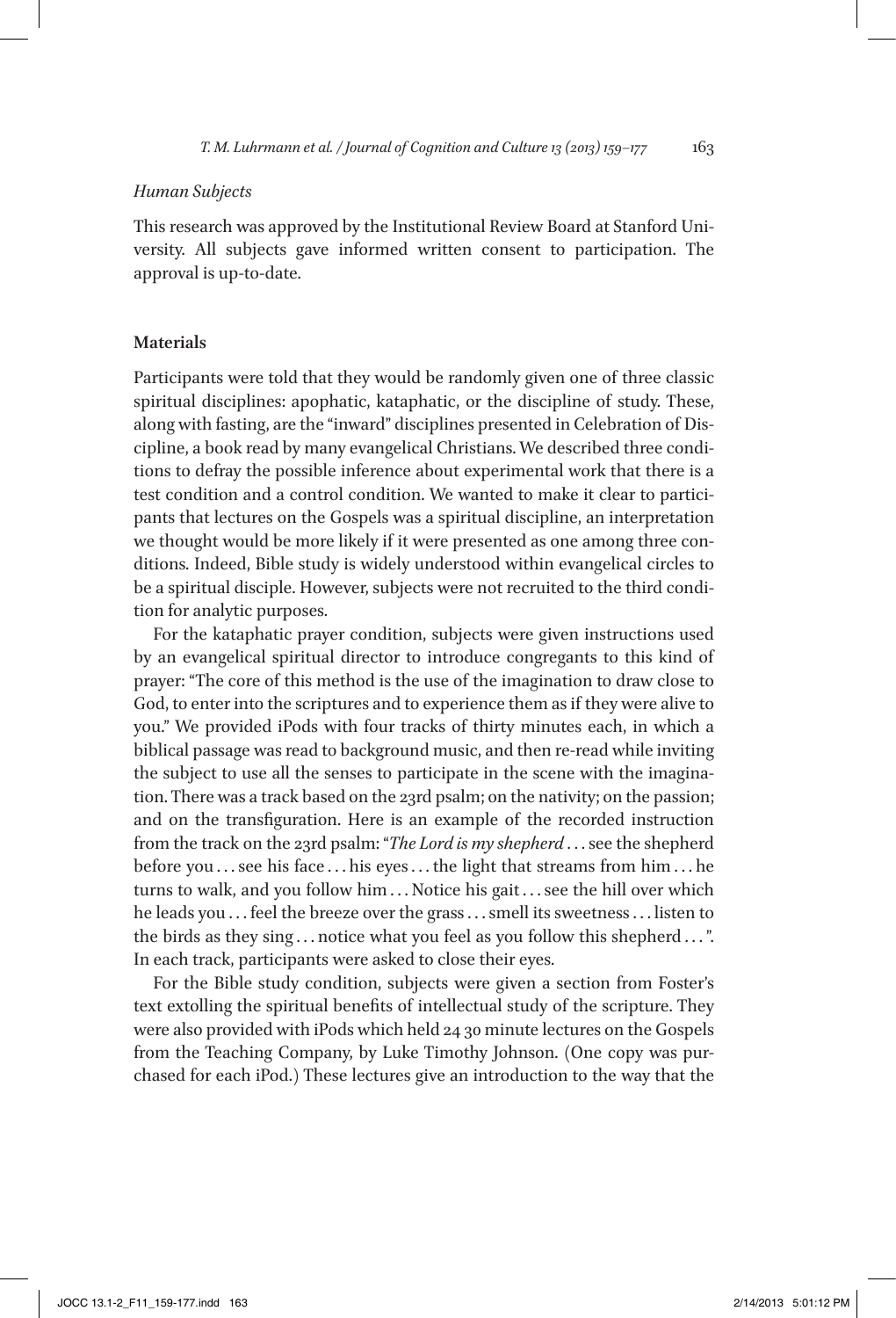*Human Subjects*

This research was approved by the Institutional Review Board at Stanford University. All subjects gave informed written consent to participation. The approval is up-to-date.

**Materials**

Participants were told that they would be randomly given one of three classic spiritual disciplines: apophatic, kataphatic, or the discipline of study. These, along with fasting, are the "inward" disciplines presented in Celebration of Discipline, a book read by many evangelical Christians. We described three conditions to defray the possible inference about experimental work that there is a test condition and a control condition. We wanted to make it clear to participants that lectures on the Gospels was a spiritual discipline, an interpretation we thought would be more likely if it were presented as one among three conditions. Indeed, Bible study is widely understood within evangelical circles to be a spiritual disciple. However, subjects were not recruited to the third condition for analytic purposes.

For the kataphatic prayer condition, subjects were given instructions used by an evangelical spiritual director to introduce congregants to this kind of prayer: "The core of this method is the use of the imagination to draw close to God, to enter into the scriptures and to experience them as if they were alive to you." We provided iPods with four tracks of thirty minutes each, in which a biblical passage was read to background music, and then re-read while inviting the subject to use all the senses to participate in the scene with the imagination. There was a track based on the 23rd psalm; on the nativity; on the passion; and on the transfiguration. Here is an example of the recorded instruction from the track on the 23rd psalm: "*The Lord is my shepherd* . . . see the shepherd before you . . . see his face . . . his eyes . . . the light that streams from him . . . he turns to walk, and you follow him . . . Notice his gait . . . see the hill over which he leads you . . . feel the breeze over the grass . . . smell its sweetness . . . listen to the birds as they sing . . . notice what you feel as you follow this shepherd . . . ". In each track, participants were asked to close their eyes.

For the Bible study condition, subjects were given a section from Foster's text extolling the spiritual benefits of intellectual study of the scripture. They were also provided with iPods which held 24 30 minute lectures on the Gospels from the Teaching Company, by Luke Timothy Johnson. (One copy was purchased for each iPod.) These lectures give an introduction to the way that the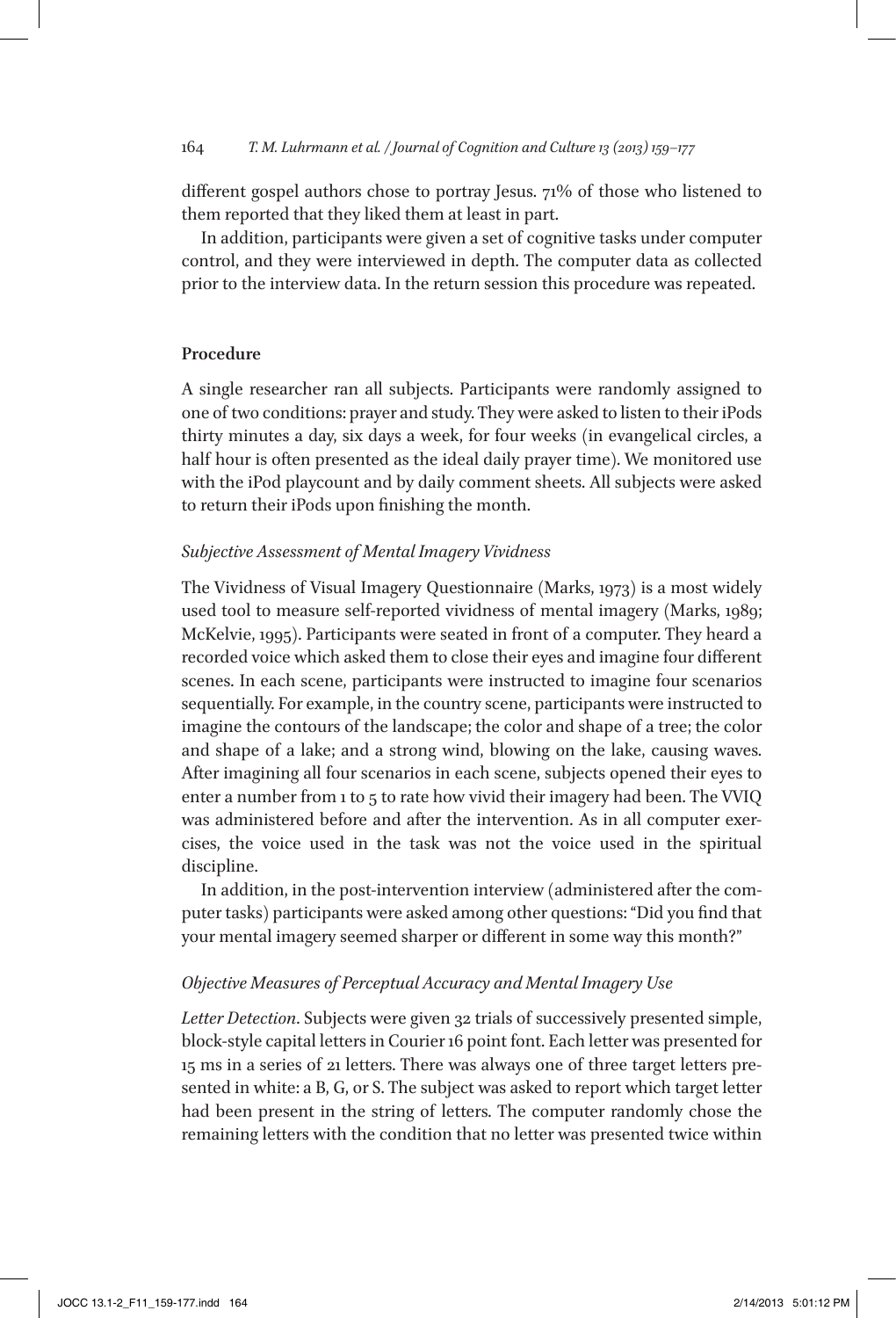different gospel authors chose to portray Jesus. 71% of those who listened to them reported that they liked them at least in part.

In addition, participants were given a set of cognitive tasks under computer control, and they were interviewed in depth. The computer data as collected prior to the interview data. In the return session this procedure was repeated.

## Procedure

A single researcher ran all subjects. Participants were randomly assigned to one of two conditions: prayer and study. They were asked to listen to their iPods thirty minutes a day, six days a week, for four weeks (in evangelical circles, a half hour is often presented as the ideal daily prayer time). We monitored use with the iPod playcount and by daily comment sheets. All subjects were asked to return their iPods upon finishing the month.

### *Subjective Assessment of Mental Imagery Vividness*

The Vividness of Visual Imagery Questionnaire (Marks, 1973) is a most widely used tool to measure self-reported vividness of mental imagery (Marks, 1989; McKelvie, 1995). Participants were seated in front of a computer. They heard a recorded voice which asked them to close their eyes and imagine four different scenes. In each scene, participants were instructed to imagine four scenarios sequentially. For example, in the country scene, participants were instructed to imagine the contours of the landscape; the color and shape of a tree; the color and shape of a lake; and a strong wind, blowing on the lake, causing waves. After imagining all four scenarios in each scene, subjects opened their eyes to enter a number from 1 to 5 to rate how vivid their imagery had been. The VVIQ was administered before and after the intervention. As in all computer exercises, the voice used in the task was not the voice used in the spiritual discipline.

In addition, in the post-intervention interview (administered after the computer tasks) participants were asked among other questions: "Did you find that your mental imagery seemed sharper or different in some way this month?"

### *Objective Measures of Perceptual Accuracy and Mental Imagery Use*

*Letter Detection*. Subjects were given 32 trials of successively presented simple, block-style capital letters in Courier 16 point font. Each letter was presented for 15 ms in a series of 21 letters. There was always one of three target letters presented in white: a B, G, or S. The subject was asked to report which target letter had been present in the string of letters. The computer randomly chose the remaining letters with the condition that no letter was presented twice within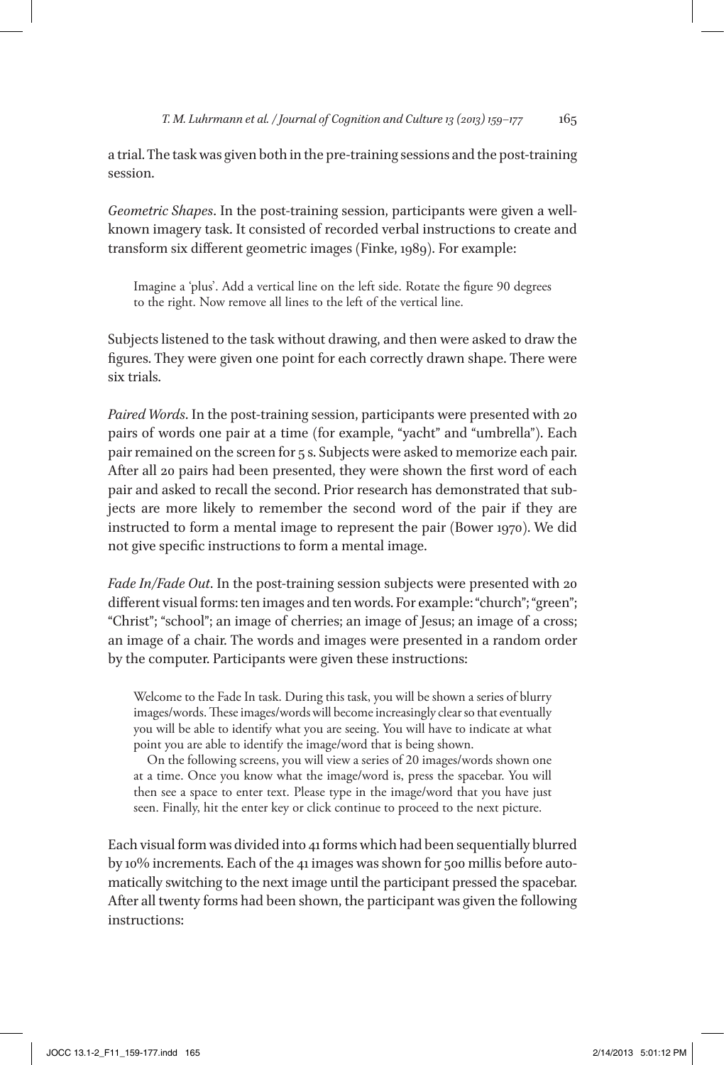a trial. The task was given both in the pre-training sessions and the post-training session.

*Geometric Shapes*. In the post-training session, participants were given a well-known imagery task. It consisted of recorded verbal instructions to create and transform six different geometric images (Finke, 1989). For example:

> Imagine a 'plus'. Add a vertical line on the left side. Rotate the figure 90 degrees to the right. Now remove all lines to the left of the vertical line.

Subjects listened to the task without drawing, and then were asked to draw the figures. They were given one point for each correctly drawn shape. There were six trials.

*Paired Words*. In the post-training session, participants were presented with 20 pairs of words one pair at a time (for example, "yacht" and "umbrella"). Each pair remained on the screen for 5 s. Subjects were asked to memorize each pair. After all 20 pairs had been presented, they were shown the first word of each pair and asked to recall the second. Prior research has demonstrated that subjects are more likely to remember the second word of the pair if they are instructed to form a mental image to represent the pair (Bower 1970). We did not give specific instructions to form a mental image.

*Fade In/Fade Out*. In the post-training session subjects were presented with 20 different visual forms: ten images and ten words. For example: "church"; "green"; "Christ"; "school"; an image of cherries; an image of Jesus; an image of a cross; an image of a chair. The words and images were presented in a random order by the computer. Participants were given these instructions:

> Welcome to the Fade In task. During this task, you will be shown a series of blurry images/words. These images/words will become increasingly clear so that eventually you will be able to identify what you are seeing. You will have to indicate at what point you are able to identify the image/word that is being shown.
>
> On the following screens, you will view a series of 20 images/words shown one at a time. Once you know what the image/word is, press the spacebar. You will then see a space to enter text. Please type in the image/word that you have just seen. Finally, hit the enter key or click continue to proceed to the next picture.

Each visual form was divided into 41 forms which had been sequentially blurred by 10% increments. Each of the 41 images was shown for 500 millis before automatically switching to the next image until the participant pressed the spacebar. After all twenty forms had been shown, the participant was given the following instructions: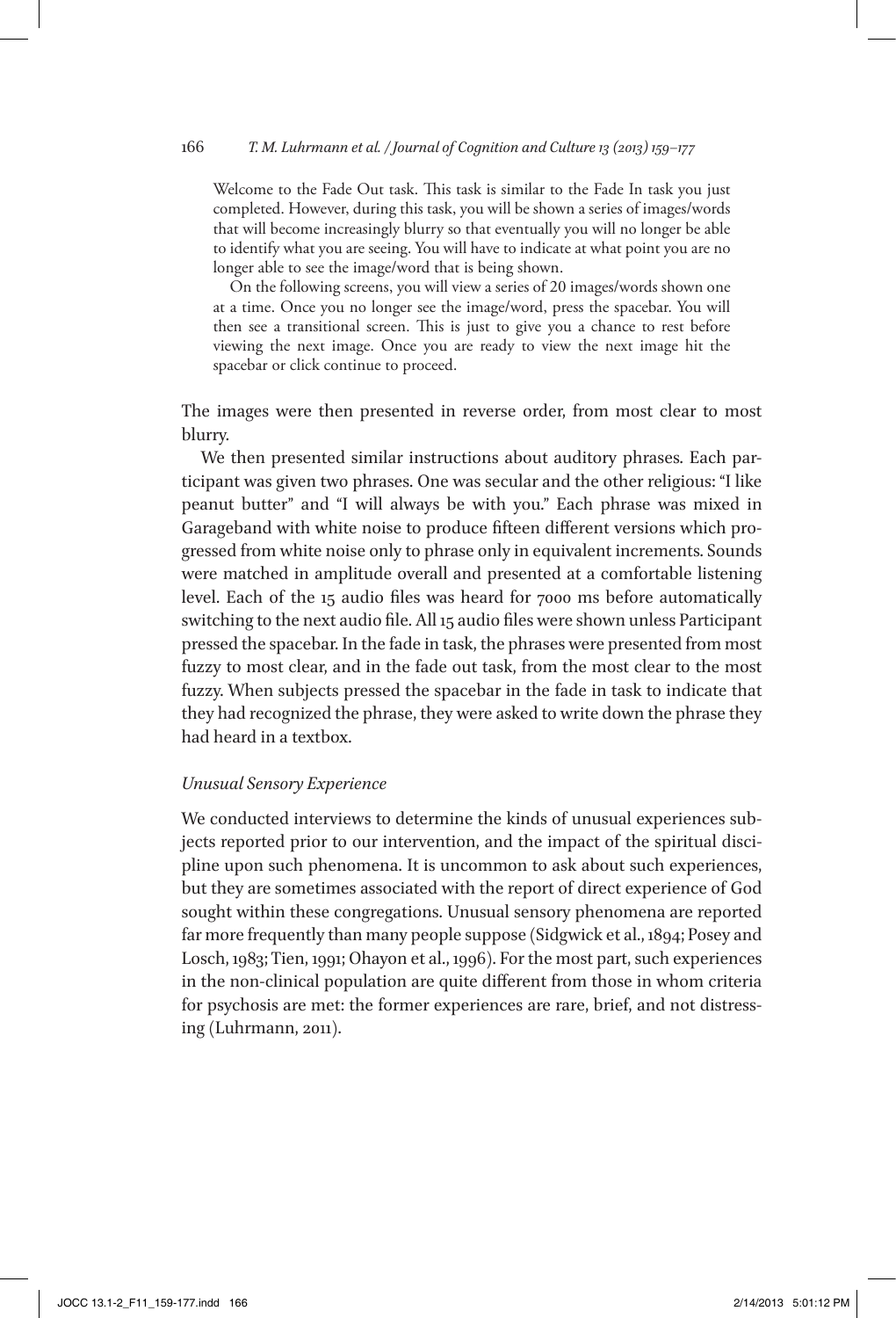> Welcome to the Fade Out task. This task is similar to the Fade In task you just completed. However, during this task, you will be shown a series of images/words that will become increasingly blurry so that eventually you will no longer be able to identify what you are seeing. You will have to indicate at what point you are no longer able to see the image/word that is being shown.
>
> On the following screens, you will view a series of 20 images/words shown one at a time. Once you no longer see the image/word, press the spacebar. You will then see a transitional screen. This is just to give you a chance to rest before viewing the next image. Once you are ready to view the next image hit the spacebar or click continue to proceed.

The images were then presented in reverse order, from most clear to most blurry.

We then presented similar instructions about auditory phrases. Each participant was given two phrases. One was secular and the other religious: "I like peanut butter" and "I will always be with you." Each phrase was mixed in Garageband with white noise to produce fifteen different versions which progressed from white noise only to phrase only in equivalent increments. Sounds were matched in amplitude overall and presented at a comfortable listening level. Each of the 15 audio files was heard for 7000 ms before automatically switching to the next audio file. All 15 audio files were shown unless Participant pressed the spacebar. In the fade in task, the phrases were presented from most fuzzy to most clear, and in the fade out task, from the most clear to the most fuzzy. When subjects pressed the spacebar in the fade in task to indicate that they had recognized the phrase, they were asked to write down the phrase they had heard in a textbox.

### *Unusual Sensory Experience*

We conducted interviews to determine the kinds of unusual experiences subjects reported prior to our intervention, and the impact of the spiritual discipline upon such phenomena. It is uncommon to ask about such experiences, but they are sometimes associated with the report of direct experience of God sought within these congregations. Unusual sensory phenomena are reported far more frequently than many people suppose (Sidgwick et al., 1894; Posey and Losch, 1983; Tien, 1991; Ohayon et al., 1996). For the most part, such experiences in the non-clinical population are quite different from those in whom criteria for psychosis are met: the former experiences are rare, brief, and not distressing (Luhrmann, 2011).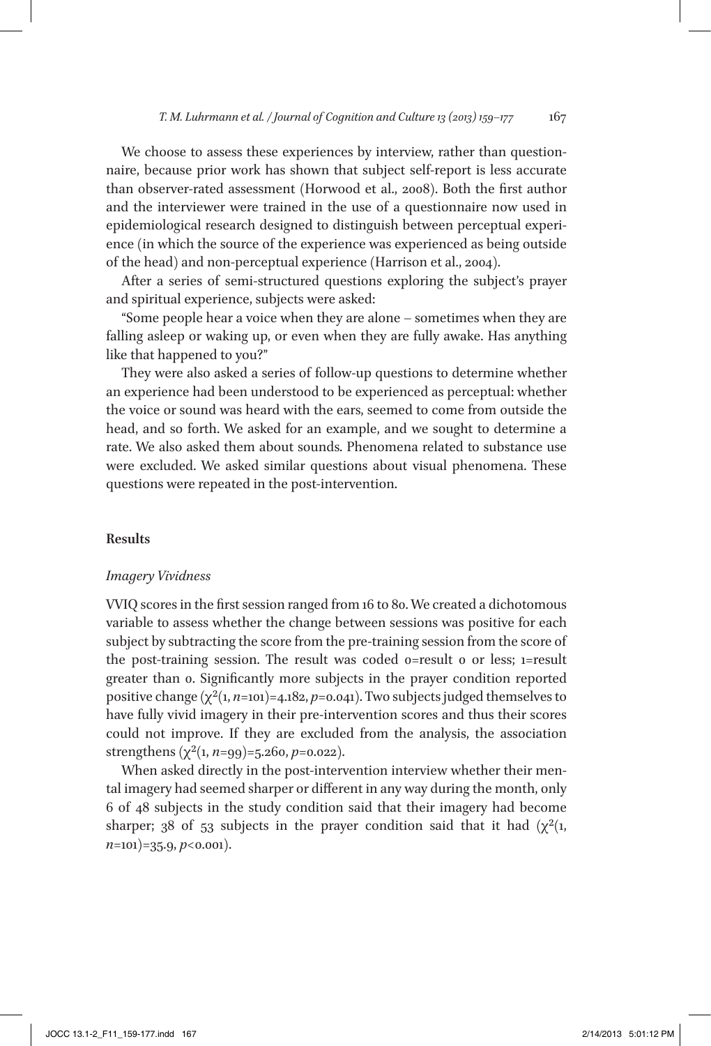We choose to assess these experiences by interview, rather than questionnaire, because prior work has shown that subject self-report is less accurate than observer-rated assessment (Horwood et al., 2008). Both the first author and the interviewer were trained in the use of a questionnaire now used in epidemiological research designed to distinguish between perceptual experience (in which the source of the experience was experienced as being outside of the head) and non-perceptual experience (Harrison et al., 2004).

After a series of semi-structured questions exploring the subject's prayer and spiritual experience, subjects were asked:

"Some people hear a voice when they are alone – sometimes when they are falling asleep or waking up, or even when they are fully awake. Has anything like that happened to you?"

They were also asked a series of follow-up questions to determine whether an experience had been understood to be experienced as perceptual: whether the voice or sound was heard with the ears, seemed to come from outside the head, and so forth. We asked for an example, and we sought to determine a rate. We also asked them about sounds. Phenomena related to substance use were excluded. We asked similar questions about visual phenomena. These questions were repeated in the post-intervention.

## Results

### *Imagery Vividness*

VVIQ scores in the first session ranged from 16 to 80. We created a dichotomous variable to assess whether the change between sessions was positive for each subject by subtracting the score from the pre-training session from the score of the post-training session. The result was coded 0=result 0 or less; 1=result greater than 0. Significantly more subjects in the prayer condition reported positive change ($\chi^2(1, n=101)=4.182, p=0.041$). Two subjects judged themselves to have fully vivid imagery in their pre-intervention scores and thus their scores could not improve. If they are excluded from the analysis, the association strengthens ($\chi^2(1, n=99)=5.260, p=0.022$).

When asked directly in the post-intervention interview whether their mental imagery had seemed sharper or different in any way during the month, only 6 of 48 subjects in the study condition said that their imagery had become sharper; 38 of 53 subjects in the prayer condition said that it had ($\chi^2(1, n=101)=35.9, p<0.001$).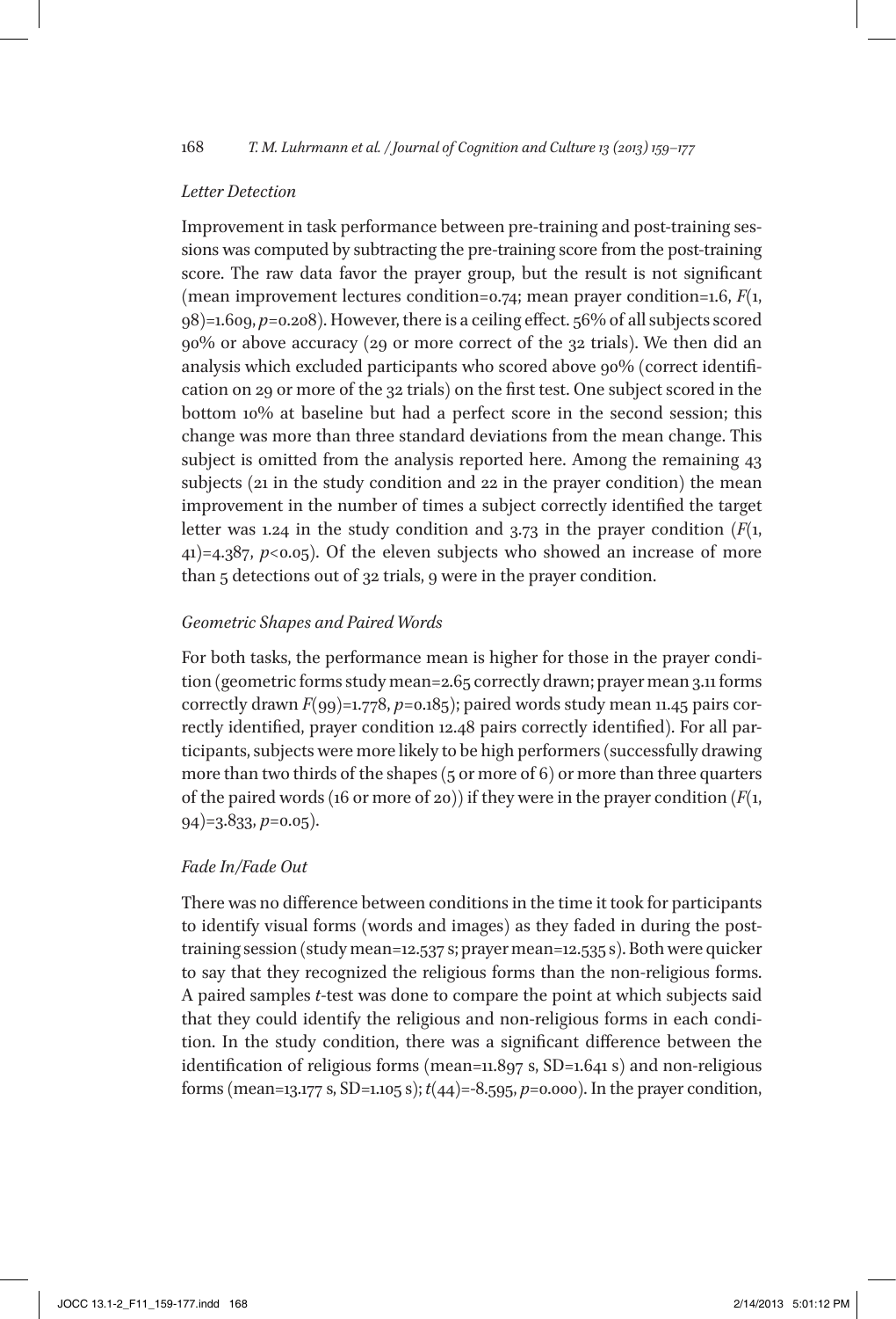### *Letter Detection*

Improvement in task performance between pre-training and post-training sessions was computed by subtracting the pre-training score from the post-training score. The raw data favor the prayer group, but the result is not significant (mean improvement lectures condition=0.74; mean prayer condition=1.6, $F(1, 98)=1.609$, $p=0.208$). However, there is a ceiling effect. 56% of all subjects scored 90% or above accuracy (29 or more correct of the 32 trials). We then did an analysis which excluded participants who scored above 90% (correct identification on 29 or more of the 32 trials) on the first test. One subject scored in the bottom 10% at baseline but had a perfect score in the second session; this change was more than three standard deviations from the mean change. This subject is omitted from the analysis reported here. Among the remaining 43 subjects (21 in the study condition and 22 in the prayer condition) the mean improvement in the number of times a subject correctly identified the target letter was 1.24 in the study condition and 3.73 in the prayer condition ($F(1, 41)=4.387$, $p<0.05$). Of the eleven subjects who showed an increase of more than 5 detections out of 32 trials, 9 were in the prayer condition.

### *Geometric Shapes and Paired Words*

For both tasks, the performance mean is higher for those in the prayer condition (geometric forms study mean=2.65 correctly drawn; prayer mean 3.11 forms correctly drawn $F(99)=1.778$, $p=0.185$); paired words study mean 11.45 pairs correctly identified, prayer condition 12.48 pairs correctly identified). For all participants, subjects were more likely to be high performers (successfully drawing more than two thirds of the shapes (5 or more of 6) or more than three quarters of the paired words (16 or more of 20)) if they were in the prayer condition ($F(1, 94)=3.833$, $p=0.05$).

### *Fade In/Fade Out*

There was no difference between conditions in the time it took for participants to identify visual forms (words and images) as they faded in during the post-training session (study mean=12.537 s; prayer mean=12.535 s). Both were quicker to say that they recognized the religious forms than the non-religious forms. A paired samples *t*-test was done to compare the point at which subjects said that they could identify the religious and non-religious forms in each condition. In the study condition, there was a significant difference between the identification of religious forms (mean=11.897 s, SD=1.641 s) and non-religious forms (mean=13.177 s, SD=1.105 s); $t(44)=-8.595$, $p=0.000$). In the prayer condition,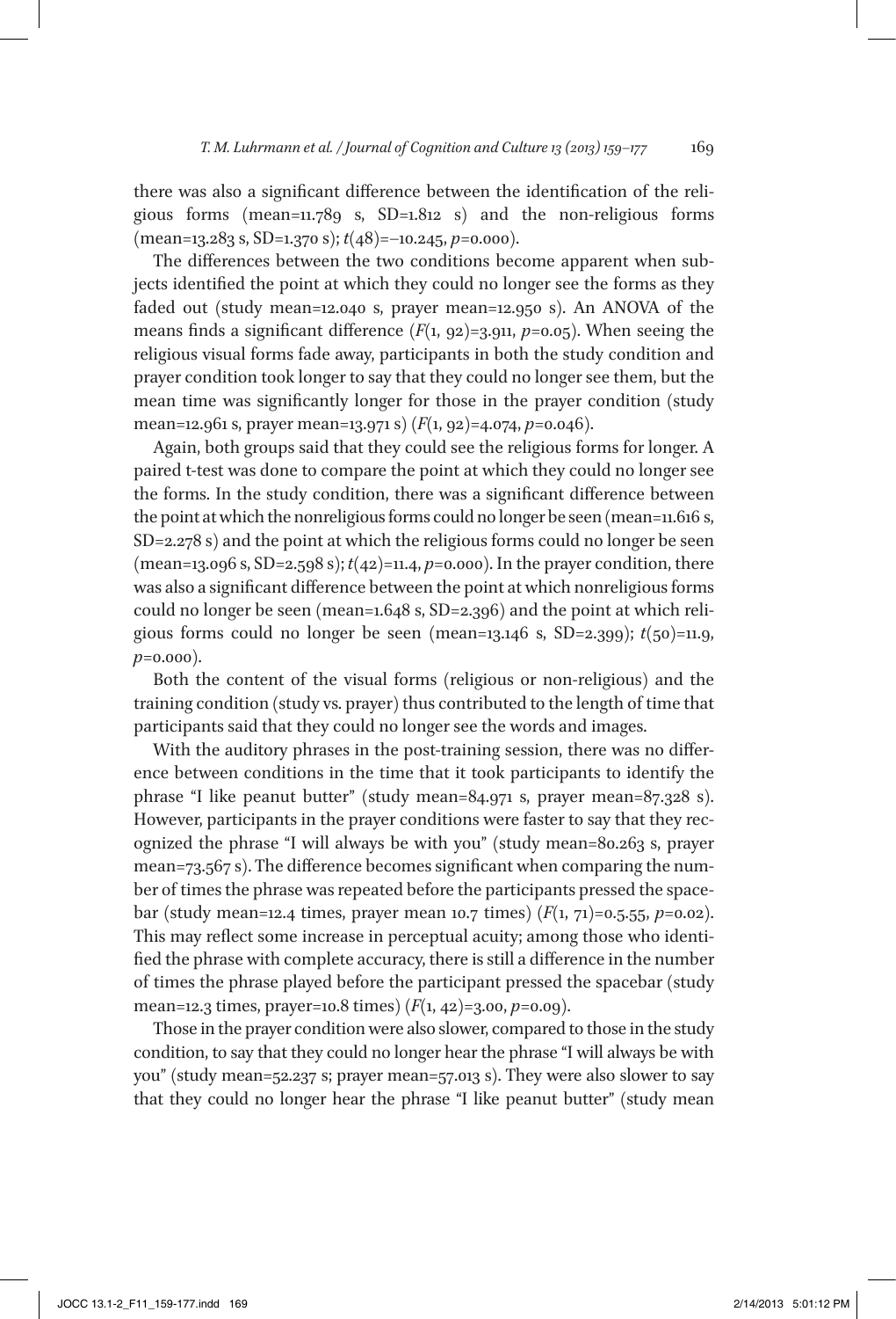there was also a significant difference between the identification of the religious forms (mean=11.789 s, SD=1.812 s) and the non-religious forms (mean=13.283 s, SD=1.370 s); $t(48)=-10.245$, $p=0.000$).

The differences between the two conditions become apparent when subjects identified the point at which they could no longer see the forms as they faded out (study mean=12.040 s, prayer mean=12.950 s). An ANOVA of the means finds a significant difference ($F(1, 92)=3.911$, $p=0.05$). When seeing the religious visual forms fade away, participants in both the study condition and prayer condition took longer to say that they could no longer see them, but the mean time was significantly longer for those in the prayer condition (study mean=12.961 s, prayer mean=13.971 s) ($F(1, 92)=4.074$, $p=0.046$).

Again, both groups said that they could see the religious forms for longer. A paired t-test was done to compare the point at which they could no longer see the forms. In the study condition, there was a significant difference between the point at which the nonreligious forms could no longer be seen (mean=11.616 s, SD=2.278 s) and the point at which the religious forms could no longer be seen (mean=13.096 s, SD=2.598 s); $t(42)=11.4$, $p=0.000$). In the prayer condition, there was also a significant difference between the point at which nonreligious forms could no longer be seen (mean=1.648 s, SD=2.396) and the point at which religious forms could no longer be seen (mean=13.146 s, SD=2.399); $t(50)=11.9$, $p=0.000$).

Both the content of the visual forms (religious or non-religious) and the training condition (study vs. prayer) thus contributed to the length of time that participants said that they could no longer see the words and images.

With the auditory phrases in the post-training session, there was no difference between conditions in the time that it took participants to identify the phrase "I like peanut butter" (study mean=84.971 s, prayer mean=87.328 s). However, participants in the prayer conditions were faster to say that they recognized the phrase "I will always be with you" (study mean=80.263 s, prayer mean=73.567 s). The difference becomes significant when comparing the number of times the phrase was repeated before the participants pressed the spacebar (study mean=12.4 times, prayer mean 10.7 times) ($F(1, 71)=0.5.55$, $p=0.02$). This may reflect some increase in perceptual acuity; among those who identified the phrase with complete accuracy, there is still a difference in the number of times the phrase played before the participant pressed the spacebar (study mean=12.3 times, prayer=10.8 times) ($F(1, 42)=3.00$, $p=0.09$).

Those in the prayer condition were also slower, compared to those in the study condition, to say that they could no longer hear the phrase "I will always be with you" (study mean=52.237 s; prayer mean=57.013 s). They were also slower to say that they could no longer hear the phrase "I like peanut butter" (study mean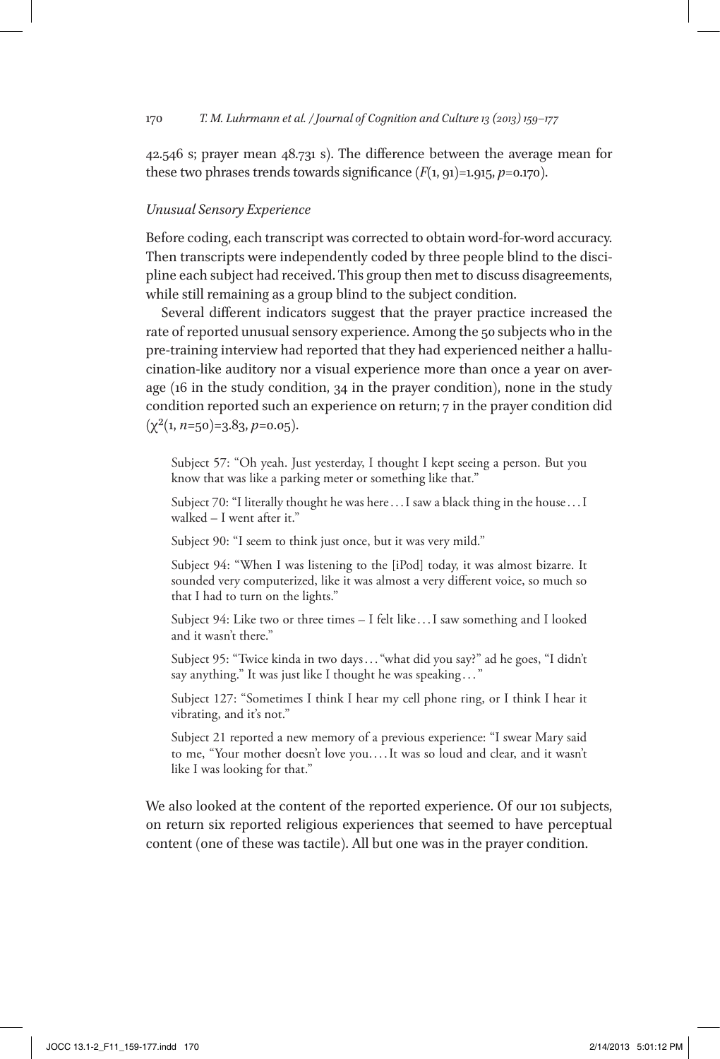42.546 s; prayer mean 48.731 s). The difference between the average mean for these two phrases trends towards significance ($F(1, 91)=1.915$, $p=0.170$).

### *Unusual Sensory Experience*

Before coding, each transcript was corrected to obtain word-for-word accuracy. Then transcripts were independently coded by three people blind to the discipline each subject had received. This group then met to discuss disagreements, while still remaining as a group blind to the subject condition.

Several different indicators suggest that the prayer practice increased the rate of reported unusual sensory experience. Among the 50 subjects who in the pre-training interview had reported that they had experienced neither a hallucination-like auditory nor a visual experience more than once a year on average (16 in the study condition, 34 in the prayer condition), none in the study condition reported such an experience on return; 7 in the prayer condition did ($\chi^2(1, n=50)=3.83$, $p=0.05$).

> Subject 57: "Oh yeah. Just yesterday, I thought I kept seeing a person. But you know that was like a parking meter or something like that."
>
> Subject 70: "I literally thought he was here . . . I saw a black thing in the house . . . I walked – I went after it."
>
> Subject 90: "I seem to think just once, but it was very mild."
>
> Subject 94: "When I was listening to the [iPod] today, it was almost bizarre. It sounded very computerized, like it was almost a very different voice, so much so that I had to turn on the lights."
>
> Subject 94: Like two or three times – I felt like . . . I saw something and I looked and it wasn't there."
>
> Subject 95: "Twice kinda in two days . . . "what did you say?" ad he goes, "I didn't say anything." It was just like I thought he was speaking . . . "
>
> Subject 127: "Sometimes I think I hear my cell phone ring, or I think I hear it vibrating, and it's not."
>
> Subject 21 reported a new memory of a previous experience: "I swear Mary said to me, "Your mother doesn't love you. . . . It was so loud and clear, and it wasn't like I was looking for that."

We also looked at the content of the reported experience. Of our 101 subjects, on return six reported religious experiences that seemed to have perceptual content (one of these was tactile). All but one was in the prayer condition.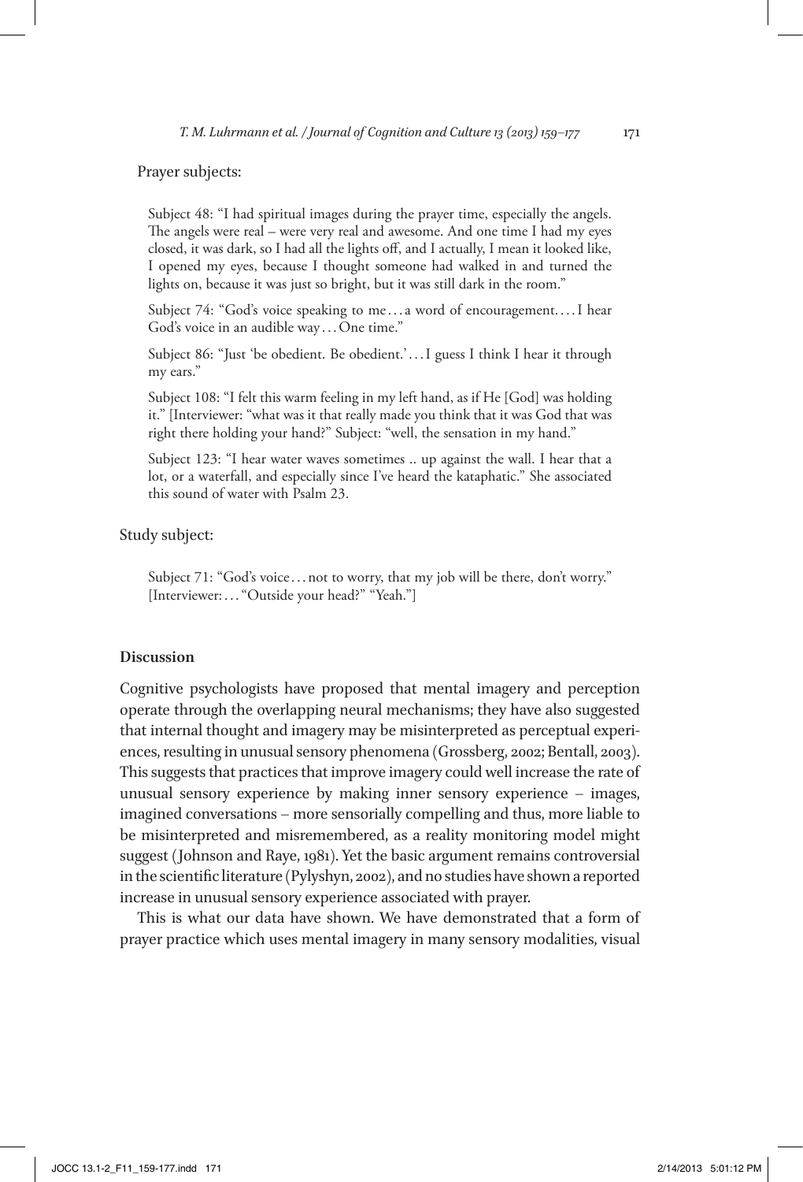Prayer subjects:

> Subject 48: "I had spiritual images during the prayer time, especially the angels. The angels were real – were very real and awesome. And one time I had my eyes closed, it was dark, so I had all the lights off, and I actually, I mean it looked like, I opened my eyes, because I thought someone had walked in and turned the lights on, because it was just so bright, but it was still dark in the room."
>
> Subject 74: "God's voice speaking to me . . . a word of encouragement. . . . I hear God's voice in an audible way . . . One time."
>
> Subject 86: "Just 'be obedient. Be obedient.' . . . I guess I think I hear it through my ears."
>
> Subject 108: "I felt this warm feeling in my left hand, as if He [God] was holding it." [Interviewer: "what was it that really made you think that it was God that was right there holding your hand?" Subject: "well, the sensation in my hand."
>
> Subject 123: "I hear water waves sometimes .. up against the wall. I hear that a lot, or a waterfall, and especially since I've heard the kataphatic." She associated this sound of water with Psalm 23.

Study subject:

> Subject 71: "God's voice . . . not to worry, that my job will be there, don't worry." [Interviewer: . . . "Outside your head?" "Yeah."]

## Discussion

Cognitive psychologists have proposed that mental imagery and perception operate through the overlapping neural mechanisms; they have also suggested that internal thought and imagery may be misinterpreted as perceptual experiences, resulting in unusual sensory phenomena (Grossberg, 2002; Bentall, 2003). This suggests that practices that improve imagery could well increase the rate of unusual sensory experience by making inner sensory experience – images, imagined conversations – more sensorially compelling and thus, more liable to be misinterpreted and misremembered, as a reality monitoring model might suggest (Johnson and Raye, 1981). Yet the basic argument remains controversial in the scientific literature (Pylyshyn, 2002), and no studies have shown a reported increase in unusual sensory experience associated with prayer.

This is what our data have shown. We have demonstrated that a form of prayer practice which uses mental imagery in many sensory modalities, visual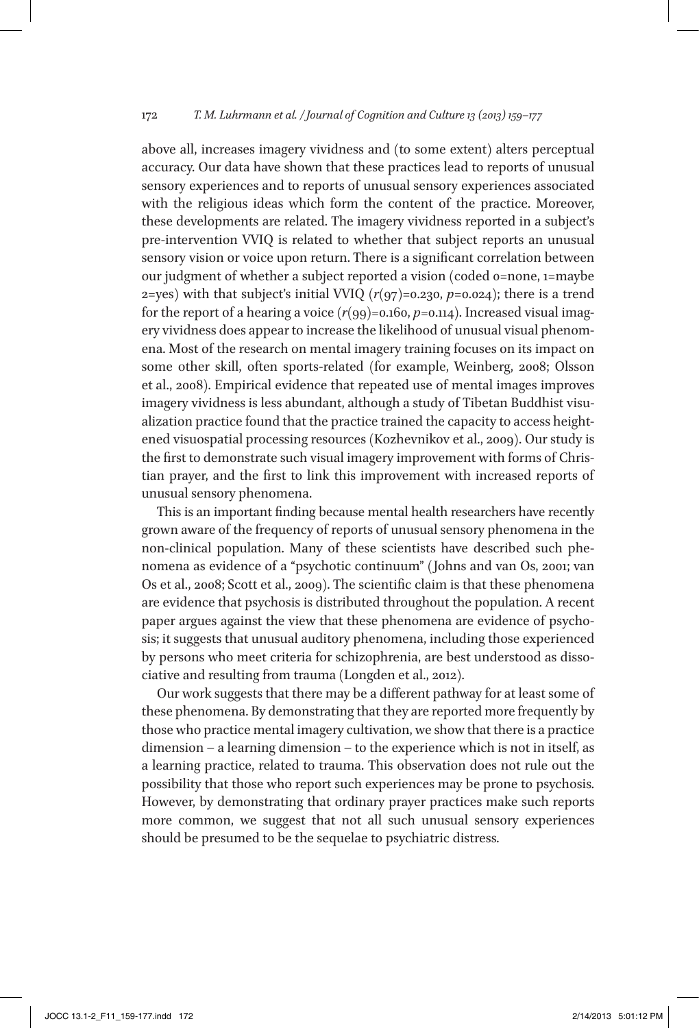above all, increases imagery vividness and (to some extent) alters perceptual accuracy. Our data have shown that these practices lead to reports of unusual sensory experiences and to reports of unusual sensory experiences associated with the religious ideas which form the content of the practice. Moreover, these developments are related. The imagery vividness reported in a subject's pre-intervention VVIQ is related to whether that subject reports an unusual sensory vision or voice upon return. There is a significant correlation between our judgment of whether a subject reported a vision (coded 0=none, 1=maybe 2=yes) with that subject's initial VVIQ ($r(97)=0.230$, $p=0.024$); there is a trend for the report of a hearing a voice ($r(99)=0.160$, $p=0.114$). Increased visual imagery vividness does appear to increase the likelihood of unusual visual phenomena. Most of the research on mental imagery training focuses on its impact on some other skill, often sports-related (for example, Weinberg, 2008; Olsson et al., 2008). Empirical evidence that repeated use of mental images improves imagery vividness is less abundant, although a study of Tibetan Buddhist visualization practice found that the practice trained the capacity to access heightened visuospatial processing resources (Kozhevnikov et al., 2009). Our study is the first to demonstrate such visual imagery improvement with forms of Christian prayer, and the first to link this improvement with increased reports of unusual sensory phenomena.

This is an important finding because mental health researchers have recently grown aware of the frequency of reports of unusual sensory phenomena in the non-clinical population. Many of these scientists have described such phenomena as evidence of a "psychotic continuum" (Johns and van Os, 2001; van Os et al., 2008; Scott et al., 2009). The scientific claim is that these phenomena are evidence that psychosis is distributed throughout the population. A recent paper argues against the view that these phenomena are evidence of psychosis; it suggests that unusual auditory phenomena, including those experienced by persons who meet criteria for schizophrenia, are best understood as dissociative and resulting from trauma (Longden et al., 2012).

Our work suggests that there may be a different pathway for at least some of these phenomena. By demonstrating that they are reported more frequently by those who practice mental imagery cultivation, we show that there is a practice dimension – a learning dimension – to the experience which is not in itself, as a learning practice, related to trauma. This observation does not rule out the possibility that those who report such experiences may be prone to psychosis. However, by demonstrating that ordinary prayer practices make such reports more common, we suggest that not all such unusual sensory experiences should be presumed to be the sequelae to psychiatric distress.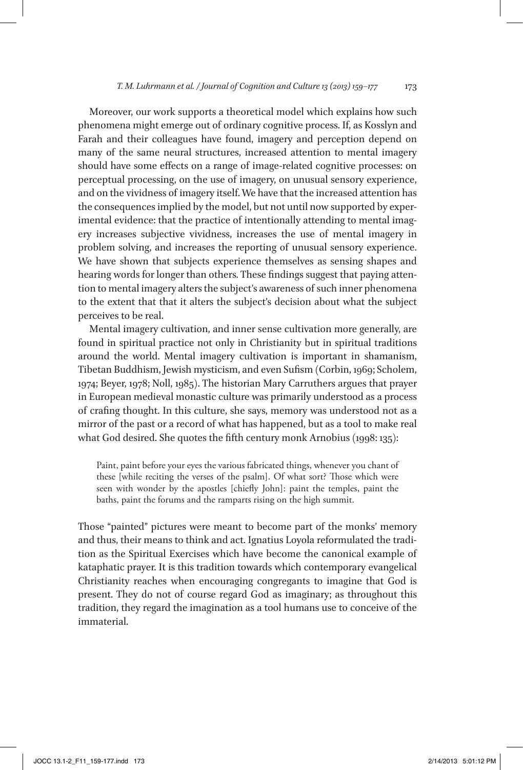Moreover, our work supports a theoretical model which explains how such phenomena might emerge out of ordinary cognitive process. If, as Kosslyn and Farah and their colleagues have found, imagery and perception depend on many of the same neural structures, increased attention to mental imagery should have some effects on a range of image-related cognitive processes: on perceptual processing, on the use of imagery, on unusual sensory experience, and on the vividness of imagery itself. We have that the increased attention has the consequences implied by the model, but not until now supported by experimental evidence: that the practice of intentionally attending to mental imagery increases subjective vividness, increases the use of mental imagery in problem solving, and increases the reporting of unusual sensory experience. We have shown that subjects experience themselves as sensing shapes and hearing words for longer than others. These findings suggest that paying attention to mental imagery alters the subject's awareness of such inner phenomena to the extent that that it alters the subject's decision about what the subject perceives to be real.

Mental imagery cultivation, and inner sense cultivation more generally, are found in spiritual practice not only in Christianity but in spiritual traditions around the world. Mental imagery cultivation is important in shamanism, Tibetan Buddhism, Jewish mysticism, and even Sufism (Corbin, 1969; Scholem, 1974; Beyer, 1978; Noll, 1985). The historian Mary Carruthers argues that prayer in European medieval monastic culture was primarily understood as a process of crafing thought. In this culture, she says, memory was understood not as a mirror of the past or a record of what has happened, but as a tool to make real what God desired. She quotes the fifth century monk Arnobius (1998: 135):

> Paint, paint before your eyes the various fabricated things, whenever you chant of these [while reciting the verses of the psalm]. Of what sort? Those which were seen with wonder by the apostles [chiefly John]: paint the temples, paint the baths, paint the forums and the ramparts rising on the high summit.

Those "painted" pictures were meant to become part of the monks' memory and thus, their means to think and act. Ignatius Loyola reformulated the tradition as the Spiritual Exercises which have become the canonical example of kataphatic prayer. It is this tradition towards which contemporary evangelical Christianity reaches when encouraging congregants to imagine that God is present. They do not of course regard God as imaginary; as throughout this tradition, they regard the imagination as a tool humans use to conceive of the immaterial.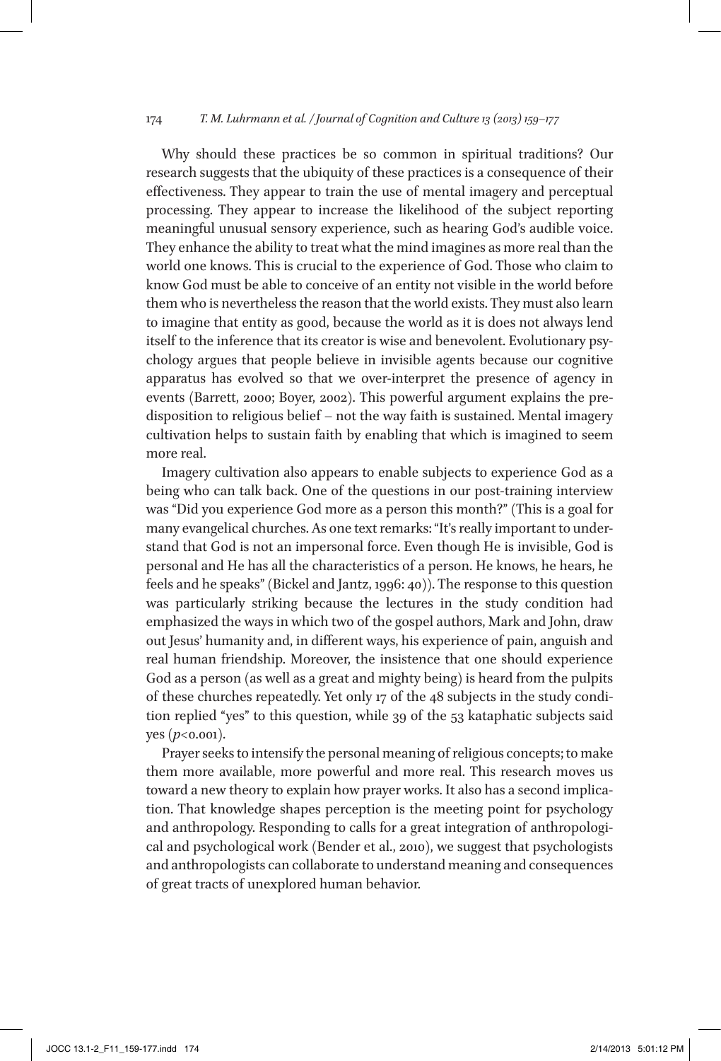Why should these practices be so common in spiritual traditions? Our research suggests that the ubiquity of these practices is a consequence of their effectiveness. They appear to train the use of mental imagery and perceptual processing. They appear to increase the likelihood of the subject reporting meaningful unusual sensory experience, such as hearing God's audible voice. They enhance the ability to treat what the mind imagines as more real than the world one knows. This is crucial to the experience of God. Those who claim to know God must be able to conceive of an entity not visible in the world before them who is nevertheless the reason that the world exists. They must also learn to imagine that entity as good, because the world as it is does not always lend itself to the inference that its creator is wise and benevolent. Evolutionary psychology argues that people believe in invisible agents because our cognitive apparatus has evolved so that we over-interpret the presence of agency in events (Barrett, 2000; Boyer, 2002). This powerful argument explains the predisposition to religious belief – not the way faith is sustained. Mental imagery cultivation helps to sustain faith by enabling that which is imagined to seem more real.

Imagery cultivation also appears to enable subjects to experience God as a being who can talk back. One of the questions in our post-training interview was "Did you experience God more as a person this month?" (This is a goal for many evangelical churches. As one text remarks: "It's really important to understand that God is not an impersonal force. Even though He is invisible, God is personal and He has all the characteristics of a person. He knows, he hears, he feels and he speaks" (Bickel and Jantz, 1996: 40)). The response to this question was particularly striking because the lectures in the study condition had emphasized the ways in which two of the gospel authors, Mark and John, draw out Jesus' humanity and, in different ways, his experience of pain, anguish and real human friendship. Moreover, the insistence that one should experience God as a person (as well as a great and mighty being) is heard from the pulpits of these churches repeatedly. Yet only 17 of the 48 subjects in the study condition replied "yes" to this question, while 39 of the 53 kataphatic subjects said yes ($p<0.001$).

Prayer seeks to intensify the personal meaning of religious concepts; to make them more available, more powerful and more real. This research moves us toward a new theory to explain how prayer works. It also has a second implication. That knowledge shapes perception is the meeting point for psychology and anthropology. Responding to calls for a great integration of anthropological and psychological work (Bender et al., 2010), we suggest that psychologists and anthropologists can collaborate to understand meaning and consequences of great tracts of unexplored human behavior.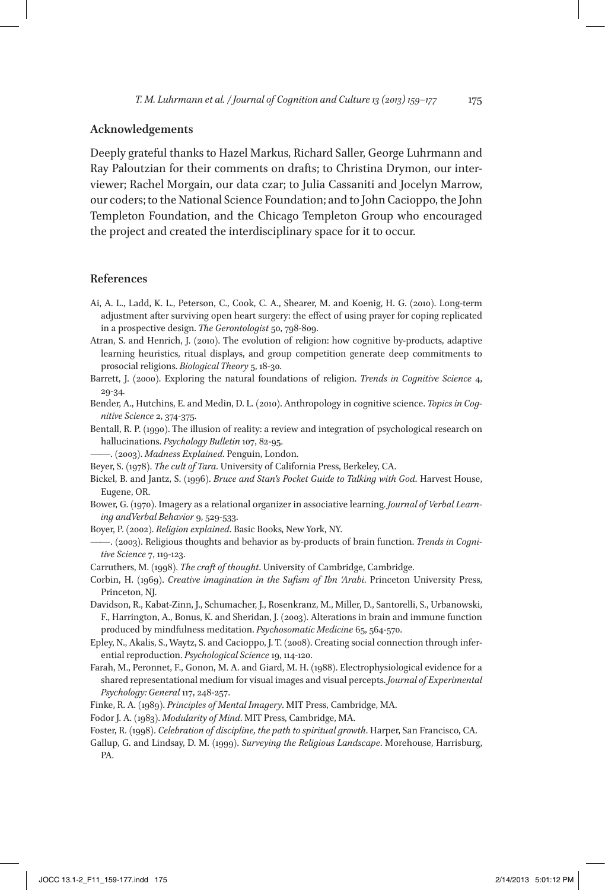## Acknowledgements

Deeply grateful thanks to Hazel Markus, Richard Saller, George Luhrmann and Ray Paloutzian for their comments on drafts; to Christina Drymon, our interviewer; Rachel Morgain, our data czar; to Julia Cassaniti and Jocelyn Marrow, our coders; to the National Science Foundation; and to John Cacioppo, the John Templeton Foundation, and the Chicago Templeton Group who encouraged the project and created the interdisciplinary space for it to occur.

## References

Ai, A. L., Ladd, K. L., Peterson, C., Cook, C. A., Shearer, M. and Koenig, H. G. (2010). Long-term adjustment after surviving open heart surgery: the effect of using prayer for coping replicated in a prospective design. *The Gerontologist* 50, 798-809.

Atran, S. and Henrich, J. (2010). The evolution of religion: how cognitive by-products, adaptive learning heuristics, ritual displays, and group competition generate deep commitments to prosocial religions. *Biological Theory* 5, 18-30.

Barrett, J. (2000). Exploring the natural foundations of religion. *Trends in Cognitive Science* 4, 29-34.

Bender, A., Hutchins, E. and Medin, D. L. (2010). Anthropology in cognitive science. *Topics in Cognitive Science* 2, 374-375.

Bentall, R. P. (1990). The illusion of reality: a review and integration of psychological research on hallucinations. *Psychology Bulletin* 107, 82-95.

——. (2003). *Madness Explained*. Penguin, London.

Beyer, S. (1978). *The cult of Tara*. University of California Press, Berkeley, CA.

Bickel, B. and Jantz, S. (1996). *Bruce and Stan's Pocket Guide to Talking with God*. Harvest House, Eugene, OR.

Bower, G. (1970). Imagery as a relational organizer in associative learning. *Journal of Verbal Learning andVerbal Behavior* 9, 529-533.

Boyer, P. (2002). *Religion explained*. Basic Books, New York, NY.

——. (2003). Religious thoughts and behavior as by-products of brain function. *Trends in Cognitive Science* 7, 119-123.

Carruthers, M. (1998). *The craft of thought*. University of Cambridge, Cambridge.

Corbin, H. (1969). *Creative imagination in the Sufism of Ibn 'Arabi*. Princeton University Press, Princeton, NJ.

Davidson, R., Kabat-Zinn, J., Schumacher, J., Rosenkranz, M., Miller, D., Santorelli, S., Urbanowski, F., Harrington, A., Bonus, K. and Sheridan, J. (2003). Alterations in brain and immune function produced by mindfulness meditation. *Psychosomatic Medicine* 65, 564-570.

Epley, N., Akalis, S., Waytz, S. and Cacioppo, J. T. (2008). Creating social connection through inferential reproduction. *Psychological Science* 19, 114-120.

Farah, M., Peronnet, F., Gonon, M. A. and Giard, M. H. (1988). Electrophysiological evidence for a shared representational medium for visual images and visual percepts. *Journal of Experimental Psychology: General* 117, 248-257.

Finke, R. A. (1989). *Principles of Mental Imagery*. MIT Press, Cambridge, MA.

Fodor J. A. (1983). *Modularity of Mind*. MIT Press, Cambridge, MA.

Foster, R. (1998). *Celebration of discipline, the path to spiritual growth*. Harper, San Francisco, CA.

Gallup, G. and Lindsay, D. M. (1999). *Surveying the Religious Landscape*. Morehouse, Harrisburg, PA.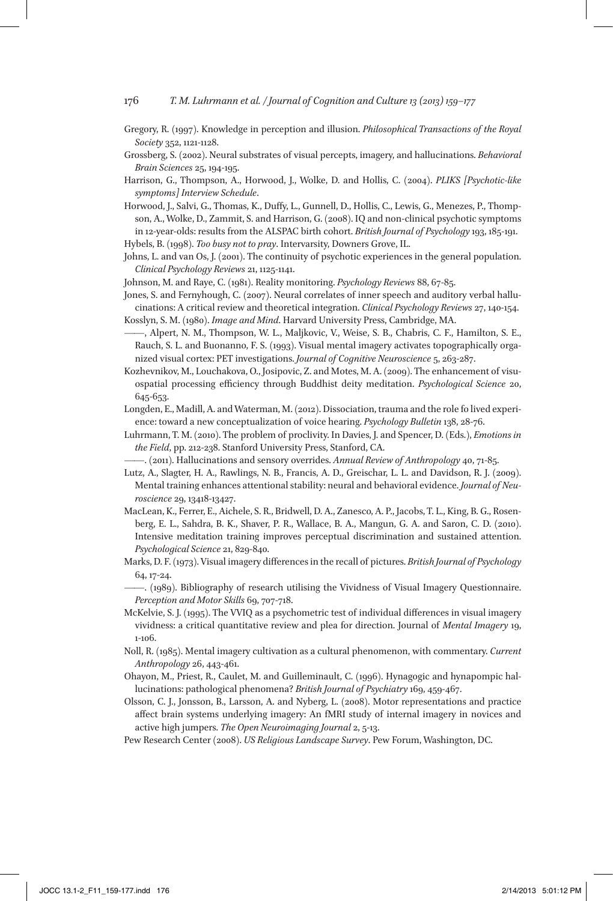Gregory, R. (1997). Knowledge in perception and illusion. *Philosophical Transactions of the Royal Society* 352, 1121-1128.

Grossberg, S. (2002). Neural substrates of visual percepts, imagery, and hallucinations. *Behavioral Brain Sciences* 25, 194-195.

Harrison, G., Thompson, A., Horwood, J., Wolke, D. and Hollis, C. (2004). *PLIKS [Psychotic-like symptoms] Interview Schedule*.

Horwood, J., Salvi, G., Thomas, K., Duffy, L., Gunnell, D., Hollis, C., Lewis, G., Menezes, P., Thompson, A., Wolke, D., Zammit, S. and Harrison, G. (2008). IQ and non-clinical psychotic symptoms in 12-year-olds: results from the ALSPAC birth cohort. *British Journal of Psychology* 193, 185-191.

Hybels, B. (1998). *Too busy not to pray*. Intervarsity, Downers Grove, IL.

Johns, L. and van Os, J. (2001). The continuity of psychotic experiences in the general population. *Clinical Psychology Reviews* 21, 1125-1141.

Johnson, M. and Raye, C. (1981). Reality monitoring. *Psychology Reviews* 88, 67-85.

Jones, S. and Fernyhough, C. (2007). Neural correlates of inner speech and auditory verbal hallucinations: A critical review and theoretical integration. *Clinical Psychology Reviews* 27, 140-154.

Kosslyn, S. M. (1980). *Image and Mind*. Harvard University Press, Cambridge, MA.

——, Alpert, N. M., Thompson, W. L., Maljkovic, V., Weise, S. B., Chabris, C. F., Hamilton, S. E., Rauch, S. L. and Buonanno, F. S. (1993). Visual mental imagery activates topographically organized visual cortex: PET investigations. *Journal of Cognitive Neuroscience* 5, 263-287.

Kozhevnikov, M., Louchakova, O., Josipovic, Z. and Motes, M. A. (2009). The enhancement of visuospatial processing efficiency through Buddhist deity meditation. *Psychological Science* 20, 645-653.

Longden, E., Madill, A. and Waterman, M. (2012). Dissociation, trauma and the role fo lived experience: toward a new conceptualization of voice hearing. *Psychology Bulletin* 138, 28-76.

Luhrmann, T. M. (2010). The problem of proclivity. In Davies, J. and Spencer, D. (Eds.), *Emotions in the Field*, pp. 212-238. Stanford University Press, Stanford, CA.

——. (2011). Hallucinations and sensory overrides. *Annual Review of Anthropology* 40, 71-85.

Lutz, A., Slagter, H. A., Rawlings, N. B., Francis, A. D., Greischar, L. L. and Davidson, R. J. (2009). Mental training enhances attentional stability: neural and behavioral evidence. *Journal of Neuroscience* 29, 13418-13427.

MacLean, K., Ferrer, E., Aichele, S. R., Bridwell, D. A., Zanesco, A. P., Jacobs, T. L., King, B. G., Rosenberg, E. L., Sahdra, B. K., Shaver, P. R., Wallace, B. A., Mangun, G. A. and Saron, C. D. (2010). Intensive meditation training improves perceptual discrimination and sustained attention. *Psychological Science* 21, 829-840.

Marks, D. F. (1973). Visual imagery differences in the recall of pictures. *British Journal of Psychology* 64, 17-24.

——. (1989). Bibliography of research utilising the Vividness of Visual Imagery Questionnaire. *Perception and Motor Skills* 69, 707-718.

McKelvie, S. J. (1995). The VVIQ as a psychometric test of individual differences in visual imagery vividness: a critical quantitative review and plea for direction. Journal of *Mental Imagery* 19, 1-106.

Noll, R. (1985). Mental imagery cultivation as a cultural phenomenon, with commentary. *Current Anthropology* 26, 443-461.

Ohayon, M., Priest, R., Caulet, M. and Guilleminault, C. (1996). Hynagogic and hynapompic hallucinations: pathological phenomena? *British Journal of Psychiatry* 169, 459-467.

Olsson, C. J., Jonsson, B., Larsson, A. and Nyberg, L. (2008). Motor representations and practice affect brain systems underlying imagery: An fMRI study of internal imagery in novices and active high jumpers. *The Open Neuroimaging Journal* 2, 5-13.

Pew Research Center (2008). *US Religious Landscape Survey*. Pew Forum, Washington, DC.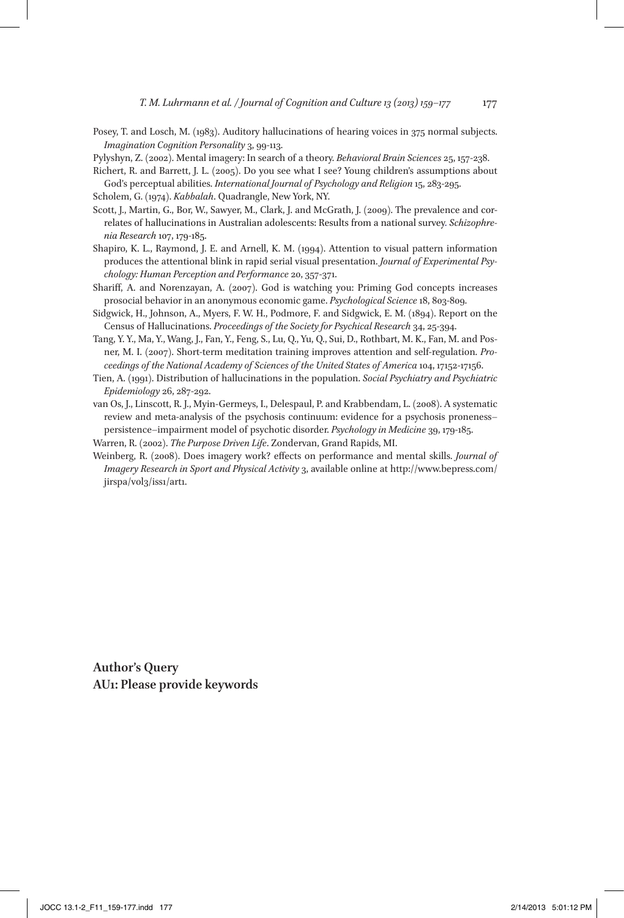Posey, T. and Losch, M. (1983). Auditory hallucinations of hearing voices in 375 normal subjects. *Imagination Cognition Personality* 3, 99-113.

Pylyshyn, Z. (2002). Mental imagery: In search of a theory. *Behavioral Brain Sciences* 25, 157-238.

Richert, R. and Barrett, J. L. (2005). Do you see what I see? Young children's assumptions about God's perceptual abilities. *International Journal of Psychology and Religion* 15, 283-295.

Scholem, G. (1974). *Kabbalah*. Quadrangle, New York, NY.

Scott, J., Martin, G., Bor, W., Sawyer, M., Clark, J. and McGrath, J. (2009). The prevalence and correlates of hallucinations in Australian adolescents: Results from a national survey. *Schizophrenia Research* 107, 179-185.

Shapiro, K. L., Raymond, J. E. and Arnell, K. M. (1994). Attention to visual pattern information produces the attentional blink in rapid serial visual presentation. *Journal of Experimental Psychology: Human Perception and Performance* 20, 357-371.

Shariff, A. and Norenzayan, A. (2007). God is watching you: Priming God concepts increases prosocial behavior in an anonymous economic game. *Psychological Science* 18, 803-809.

Sidgwick, H., Johnson, A., Myers, F. W. H., Podmore, F. and Sidgwick, E. M. (1894). Report on the Census of Hallucinations. *Proceedings of the Society for Psychical Research* 34, 25-394.

Tang, Y. Y., Ma, Y., Wang, J., Fan, Y., Feng, S., Lu, Q., Yu, Q., Sui, D., Rothbart, M. K., Fan, M. and Posner, M. I. (2007). Short-term meditation training improves attention and self-regulation. *Proceedings of the National Academy of Sciences of the United States of America* 104, 17152-17156.

Tien, A. (1991). Distribution of hallucinations in the population. *Social Psychiatry and Psychiatric Epidemiology* 26, 287-292.

van Os, J., Linscott, R. J., Myin-Germeys, I., Delespaul, P. and Krabbendam, L. (2008). A systematic review and meta-analysis of the psychosis continuum: evidence for a psychosis proneness–persistence–impairment model of psychotic disorder. *Psychology in Medicine* 39, 179-185.

Warren, R. (2002). *The Purpose Driven Life*. Zondervan, Grand Rapids, MI.

Weinberg, R. (2008). Does imagery work? effects on performance and mental skills. *Journal of Imagery Research in Sport and Physical Activity* 3, available online at http://www.bepress.com/jirspa/vol3/iss1/art1.

**Author's Query**
**AU1: Please provide keywords**